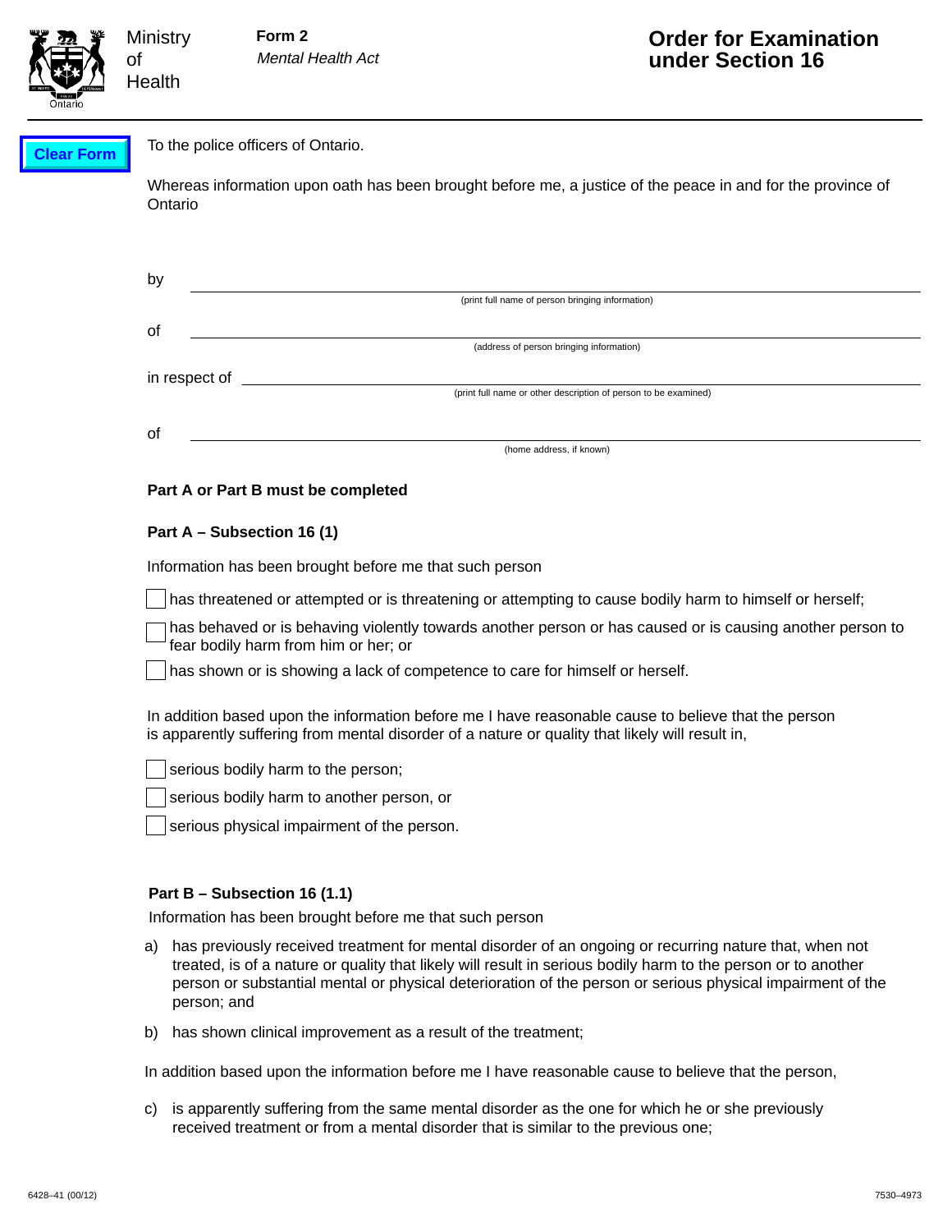Ministry of Health

**Form 2**
*Mental Health Act*

# Order for Examination under Section 16

To the police officers of Ontario.

Whereas information upon oath has been brought before me, a justice of the peace in and for the province of Ontario

by \_\_\_\_\_\_\_\_\_\_\_\_\_\_\_\_\_\_\_\_\_\_\_\_\_\_\_\_\_\_\_\_\_\_\_\_\_\_\_\_
(print full name of person bringing information)

of \_\_\_\_\_\_\_\_\_\_\_\_\_\_\_\_\_\_\_\_\_\_\_\_\_\_\_\_\_\_\_\_\_\_\_\_\_\_\_\_
(address of person bringing information)

in respect of \_\_\_\_\_\_\_\_\_\_\_\_\_\_\_\_\_\_\_\_\_\_\_\_\_\_\_\_\_\_\_\_\_\_\_\_\_\_\_\_
(print full name or other description of person to be examined)

of \_\_\_\_\_\_\_\_\_\_\_\_\_\_\_\_\_\_\_\_\_\_\_\_\_\_\_\_\_\_\_\_\_\_\_\_\_\_\_\_
(home address, if known)

**Part A or Part B must be completed**

**Part A – Subsection 16 (1)**

Information has been brought before me that such person

- ☐ has threatened or attempted or is threatening or attempting to cause bodily harm to himself or herself;
- ☐ has behaved or is behaving violently towards another person or has caused or is causing another person to fear bodily harm from him or her; or
- ☐ has shown or is showing a lack of competence to care for himself or herself.

In addition based upon the information before me I have reasonable cause to believe that the person is apparently suffering from mental disorder of a nature or quality that likely will result in,

- ☐ serious bodily harm to the person;
- ☐ serious bodily harm to another person, or
- ☐ serious physical impairment of the person.

**Part B – Subsection 16 (1.1)**

Information has been brought before me that such person

a) has previously received treatment for mental disorder of an ongoing or recurring nature that, when not treated, is of a nature or quality that likely will result in serious bodily harm to the person or to another person or substantial mental or physical deterioration of the person or serious physical impairment of the person; and

b) has shown clinical improvement as a result of the treatment;

In addition based upon the information before me I have reasonable cause to believe that the person,

c) is apparently suffering from the same mental disorder as the one for which he or she previously received treatment or from a mental disorder that is similar to the previous one;

6428–41 (00/12) 7530–4973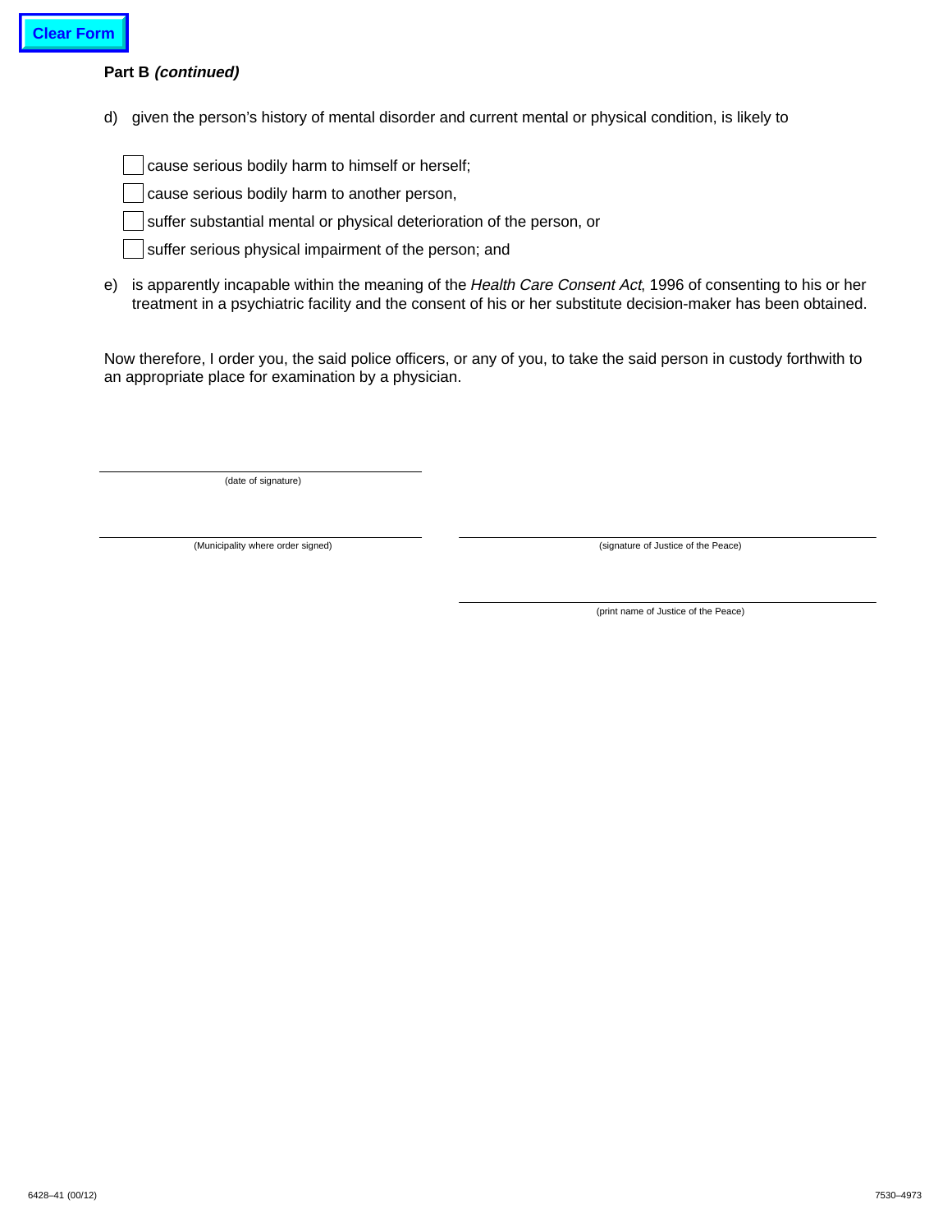**Part B *(continued)***

d) given the person's history of mental disorder and current mental or physical condition, is likely to

- [ ] cause serious bodily harm to himself or herself;
- [ ] cause serious bodily harm to another person,
- [ ] suffer substantial mental or physical deterioration of the person, or
- [ ] suffer serious physical impairment of the person; and

e) is apparently incapable within the meaning of the *Health Care Consent Act*, 1996 of consenting to his or her treatment in a psychiatric facility and the consent of his or her substitute decision-maker has been obtained.

Now therefore, I order you, the said police officers, or any of you, to take the said person in custody forthwith to an appropriate place for examination by a physician.

\_\_\_\_\_\_\_\_\_\_\_\_\_\_\_\_\_\_\_\_\_\_\_\_\_\_\_\_\_\_
(date of signature)

\_\_\_\_\_\_\_\_\_\_\_\_\_\_\_\_\_\_\_\_\_\_\_\_\_\_\_\_\_\_
(Municipality where order signed)

\_\_\_\_\_\_\_\_\_\_\_\_\_\_\_\_\_\_\_\_\_\_\_\_\_\_\_\_\_\_
(signature of Justice of the Peace)

\_\_\_\_\_\_\_\_\_\_\_\_\_\_\_\_\_\_\_\_\_\_\_\_\_\_\_\_\_\_
(print name of Justice of the Peace)

6428–41 (00/12) 7530–4973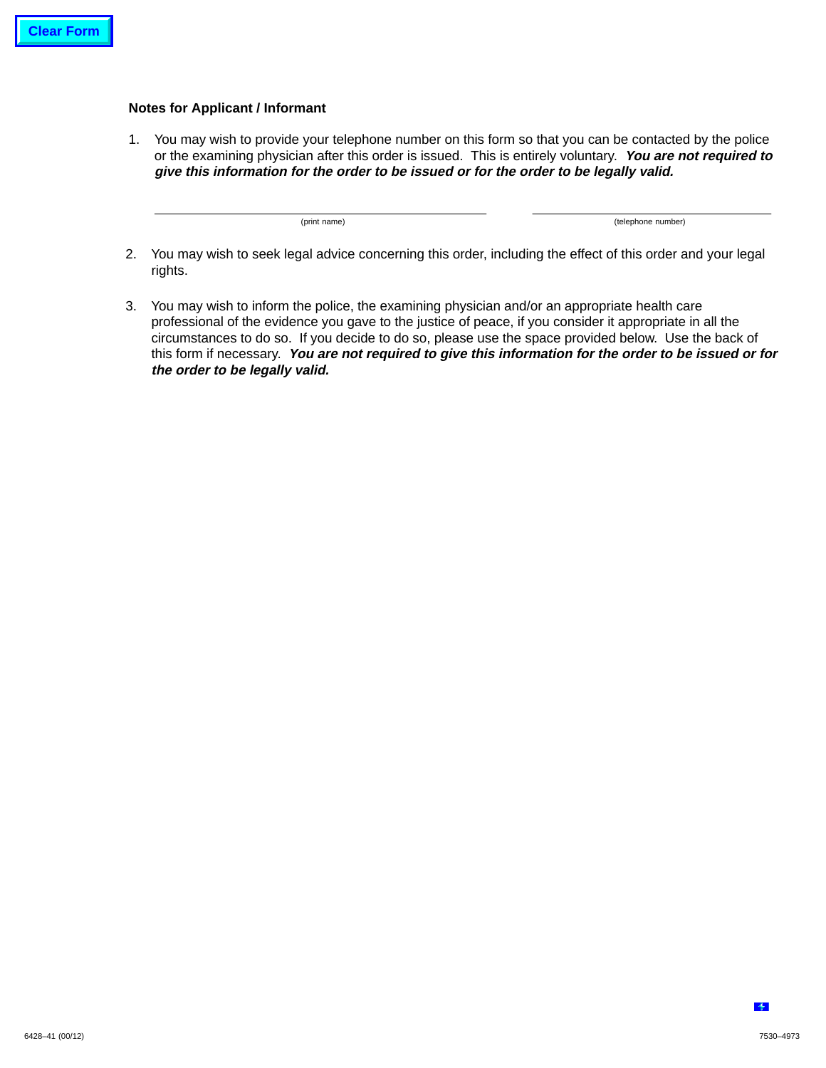**Notes for Applicant / Informant**

1. You may wish to provide your telephone number on this form so that you can be contacted by the police or the examining physician after this order is issued. This is entirely voluntary. ***You are not required to give this information for the order to be issued or for the order to be legally valid.***

   ______________________________ (print name) ______________________________ (telephone number)

2. You may wish to seek legal advice concerning this order, including the effect of this order and your legal rights.

3. You may wish to inform the police, the examining physician and/or an appropriate health care professional of the evidence you gave to the justice of peace, if you consider it appropriate in all the circumstances to do so. If you decide to do so, please use the space provided below. Use the back of this form if necessary. ***You are not required to give this information for the order to be issued or for the order to be legally valid.***

6428–41 (00/12) 7530–4973